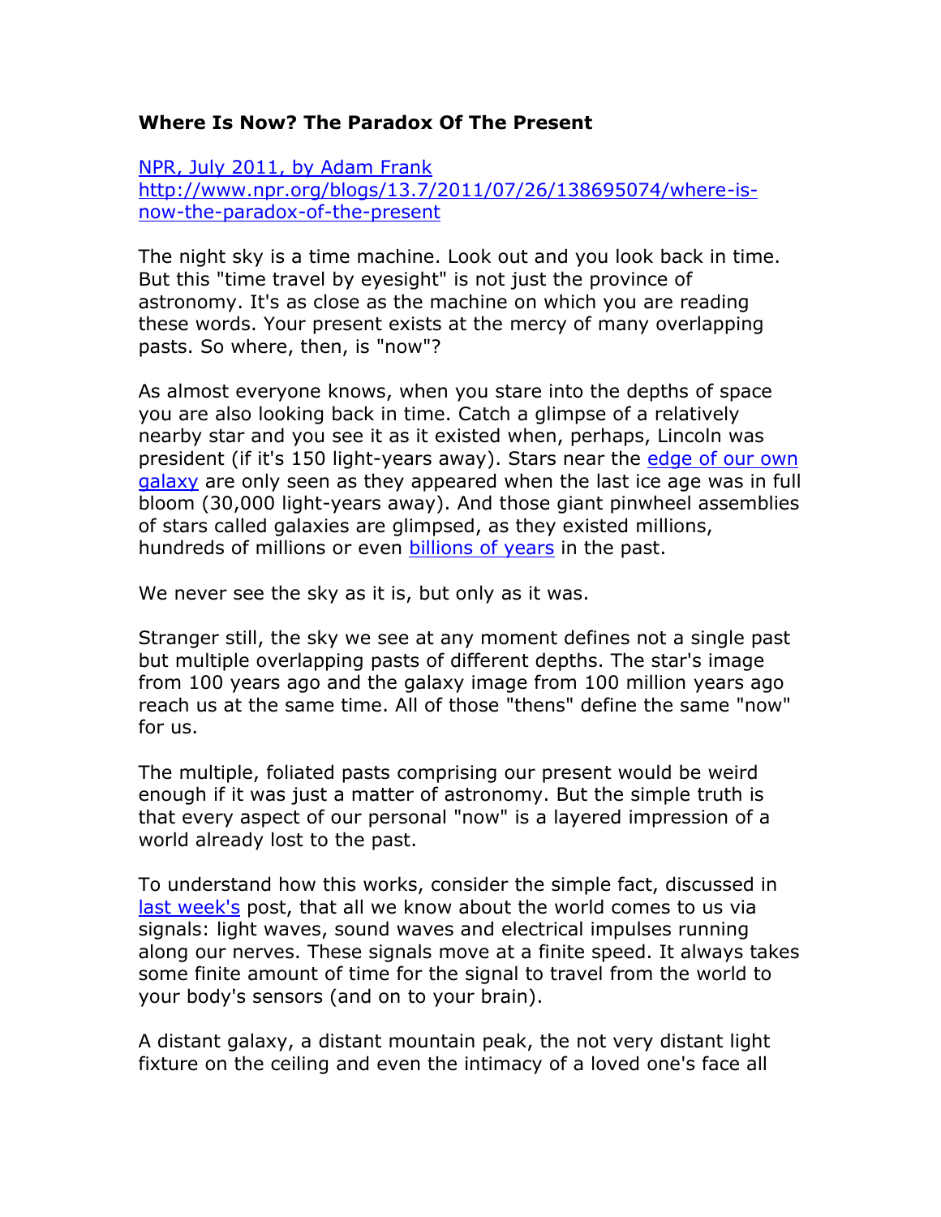**Where Is Now? The Paradox Of The Present**

[NPR, July 2011, by Adam Frank](http://www.npr.org/blogs/13.7/2011/07/26/138695074/where-is-now-the-paradox-of-the-present)
[http://www.npr.org/blogs/13.7/2011/07/26/138695074/where-is-now-the-paradox-of-the-present](http://www.npr.org/blogs/13.7/2011/07/26/138695074/where-is-now-the-paradox-of-the-present)

The night sky is a time machine. Look out and you look back in time. But this "time travel by eyesight" is not just the province of astronomy. It's as close as the machine on which you are reading these words. Your present exists at the mercy of many overlapping pasts. So where, then, is "now"?

As almost everyone knows, when you stare into the depths of space you are also looking back in time. Catch a glimpse of a relatively nearby star and you see it as it existed when, perhaps, Lincoln was president (if it's 150 light-years away). Stars near the edge of our own galaxy are only seen as they appeared when the last ice age was in full bloom (30,000 light-years away). And those giant pinwheel assemblies of stars called galaxies are glimpsed, as they existed millions, hundreds of millions or even billions of years in the past.

We never see the sky as it is, but only as it was.

Stranger still, the sky we see at any moment defines not a single past but multiple overlapping pasts of different depths. The star's image from 100 years ago and the galaxy image from 100 million years ago reach us at the same time. All of those "thens" define the same "now" for us.

The multiple, foliated pasts comprising our present would be weird enough if it was just a matter of astronomy. But the simple truth is that every aspect of our personal "now" is a layered impression of a world already lost to the past.

To understand how this works, consider the simple fact, discussed in last week's post, that all we know about the world comes to us via signals: light waves, sound waves and electrical impulses running along our nerves. These signals move at a finite speed. It always takes some finite amount of time for the signal to travel from the world to your body's sensors (and on to your brain).

A distant galaxy, a distant mountain peak, the not very distant light fixture on the ceiling and even the intimacy of a loved one's face all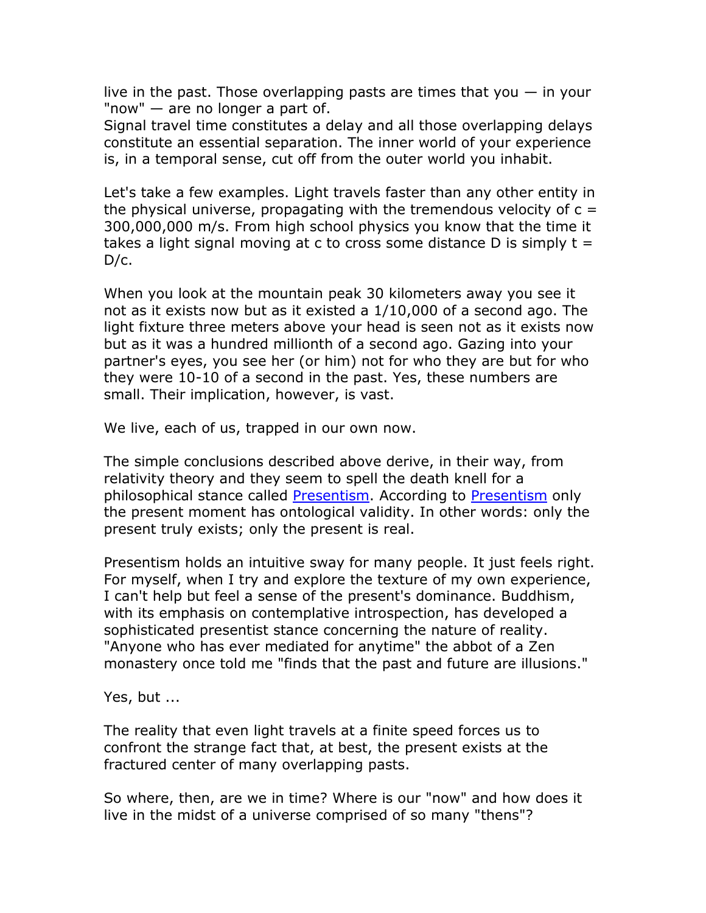live in the past. Those overlapping pasts are times that you — in your "now" — are no longer a part of.
Signal travel time constitutes a delay and all those overlapping delays constitute an essential separation. The inner world of your experience is, in a temporal sense, cut off from the outer world you inhabit.

Let's take a few examples. Light travels faster than any other entity in the physical universe, propagating with the tremendous velocity of $c = 300{,}000{,}000$ m/s. From high school physics you know that the time it takes a light signal moving at c to cross some distance D is simply $t = D/c$.

When you look at the mountain peak 30 kilometers away you see it not as it exists now but as it existed a 1/10,000 of a second ago. The light fixture three meters above your head is seen not as it exists now but as it was a hundred millionth of a second ago. Gazing into your partner's eyes, you see her (or him) not for who they are but for who they were 10-10 of a second in the past. Yes, these numbers are small. Their implication, however, is vast.

We live, each of us, trapped in our own now.

The simple conclusions described above derive, in their way, from relativity theory and they seem to spell the death knell for a philosophical stance called [Presentism](). According to [Presentism]() only the present moment has ontological validity. In other words: only the present truly exists; only the present is real.

Presentism holds an intuitive sway for many people. It just feels right. For myself, when I try and explore the texture of my own experience, I can't help but feel a sense of the present's dominance. Buddhism, with its emphasis on contemplative introspection, has developed a sophisticated presentist stance concerning the nature of reality. "Anyone who has ever mediated for anytime" the abbot of a Zen monastery once told me "finds that the past and future are illusions."

Yes, but ...

The reality that even light travels at a finite speed forces us to confront the strange fact that, at best, the present exists at the fractured center of many overlapping pasts.

So where, then, are we in time? Where is our "now" and how does it live in the midst of a universe comprised of so many "thens"?